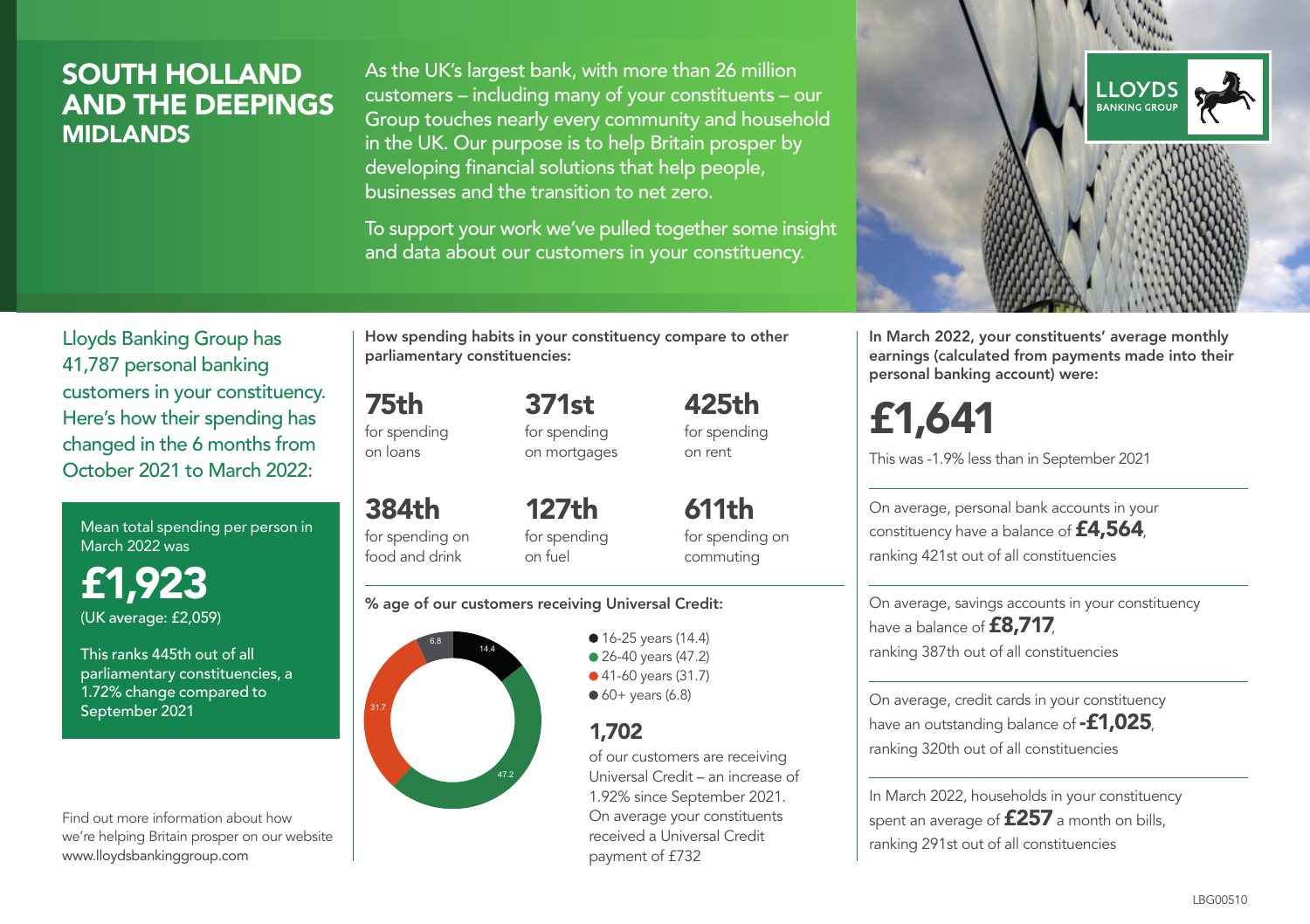# SOUTH HOLLAND AND THE DEEPINGS
## MIDLANDS

As the UK's largest bank, with more than 26 million customers – including many of your constituents – our Group touches nearly every community and household in the UK. Our purpose is to help Britain prosper by developing financial solutions that help people, businesses and the transition to net zero.

To support your work we've pulled together some insight and data about our customers in your constituency.

LLOYDS BANKING GROUP

Lloyds Banking Group has 41,787 personal banking customers in your constituency. Here's how their spending has changed in the 6 months from October 2021 to March 2022:

Mean total spending per person in March 2022 was

**£1,923**
(UK average: £2,059)

This ranks 445th out of all parliamentary constituencies, a 1.72% change compared to September 2021

Find out more information about how we're helping Britain prosper on our website www.lloydsbankinggroup.com

**How spending habits in your constituency compare to other parliamentary constituencies:**

**75th** for spending on loans

**371st** for spending on mortgages

**425th** for spending on rent

**384th** for spending on food and drink

**127th** for spending on fuel

**611th** for spending on commuting

**% age of our customers receiving Universal Credit:**

- 16-25 years (14.4)
- 26-40 years (47.2)
- 41-60 years (31.7)
- 60+ years (6.8)

**1,702** of our customers are receiving Universal Credit – an increase of 1.92% since September 2021. On average your constituents received a Universal Credit payment of £732

**In March 2022, your constituents' average monthly earnings (calculated from payments made into their personal banking account) were:**

**£1,641**

This was -1.9% less than in September 2021

On average, personal bank accounts in your constituency have a balance of **£4,564**, ranking 421st out of all constituencies

On average, savings accounts in your constituency have a balance of **£8,717**, ranking 387th out of all constituencies

On average, credit cards in your constituency have an outstanding balance of **-£1,025**, ranking 320th out of all constituencies

In March 2022, households in your constituency spent an average of **£257** a month on bills, ranking 291st out of all constituencies

LBG00510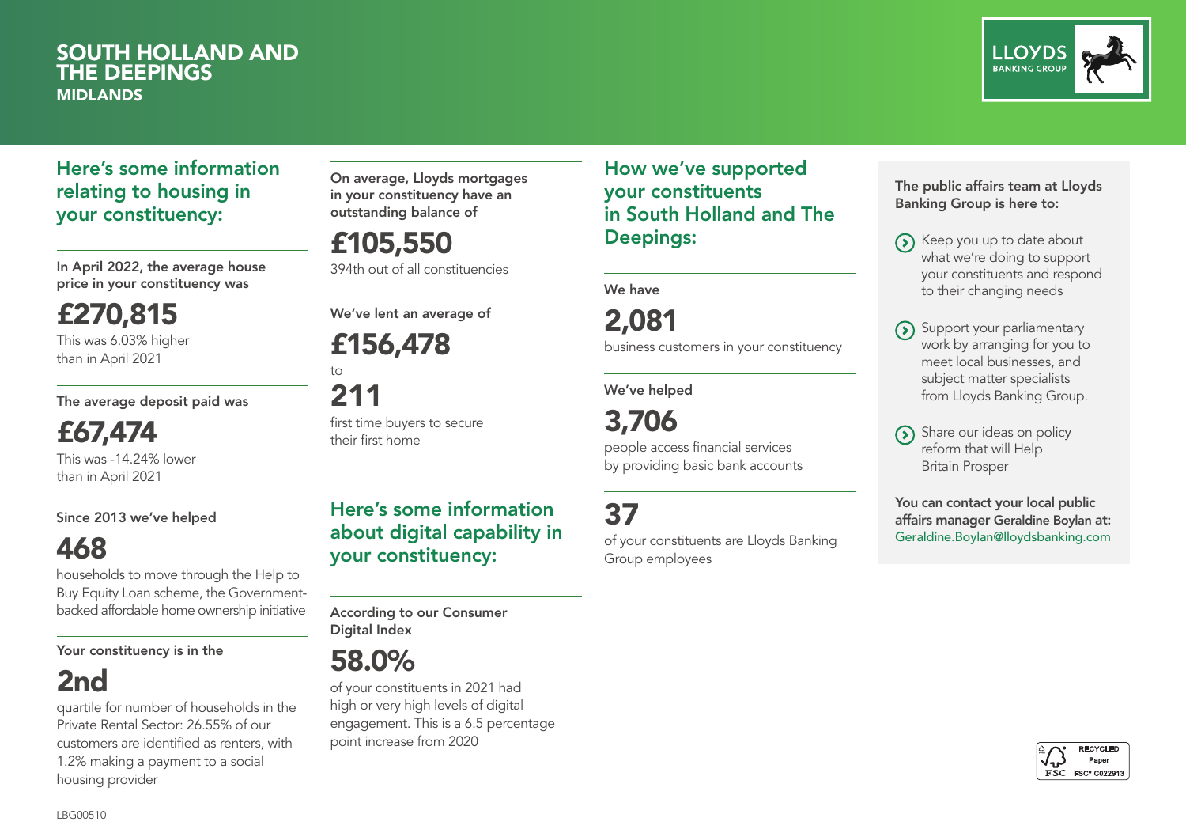# SOUTH HOLLAND AND THE DEEPINGS
## MIDLANDS

LLOYDS BANKING GROUP

## Here's some information relating to housing in your constituency:

**In April 2022, the average house price in your constituency was**

# £270,815

This was 6.03% higher than in April 2021

**The average deposit paid was**

# £67,474

This was -14.24% lower than in April 2021

**Since 2013 we've helped**

# 468

households to move through the Help to Buy Equity Loan scheme, the Government-backed affordable home ownership initiative

**Your constituency is in the**

# 2nd

quartile for number of households in the Private Rental Sector: 26.55% of our customers are identified as renters, with 1.2% making a payment to a social housing provider

**On average, Lloyds mortgages in your constituency have an outstanding balance of**

# £105,550

394th out of all constituencies

**We've lent an average of**

# £156,478

to

# 211

first time buyers to secure their first home

## Here's some information about digital capability in your constituency:

**According to our Consumer Digital Index**

# 58.0%

of your constituents in 2021 had high or very high levels of digital engagement. This is a 6.5 percentage point increase from 2020

## How we've supported your constituents in South Holland and The Deepings:

**We have**

# 2,081

business customers in your constituency

**We've helped**

# 3,706

people access financial services by providing basic bank accounts

# 37

of your constituents are Lloyds Banking Group employees

**The public affairs team at Lloyds Banking Group is here to:**

- Keep you up to date about what we're doing to support your constituents and respond to their changing needs
- Support your parliamentary work by arranging for you to meet local businesses, and subject matter specialists from Lloyds Banking Group.
- Share our ideas on policy reform that will Help Britain Prosper

**You can contact your local public affairs manager Geraldine Boylan at:**
Geraldine.Boylan@lloydsbanking.com

RECYCLED Paper FSC FSC® C022913

LBG00510